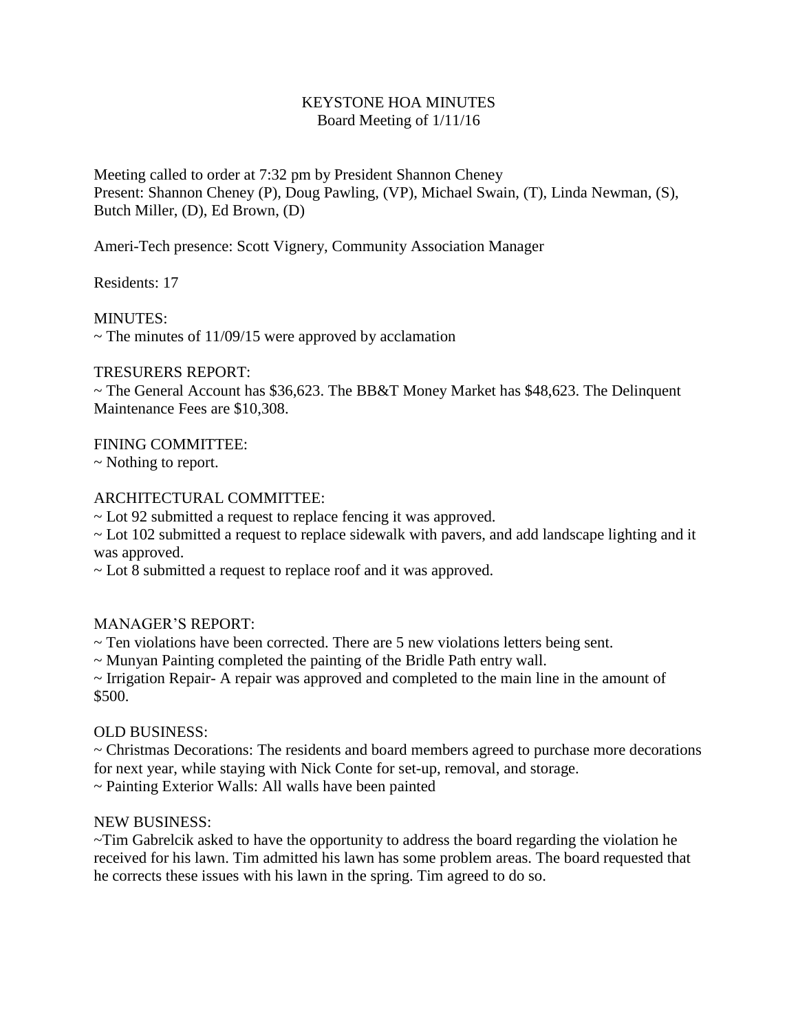# KEYSTONE HOA MINUTES
## Board Meeting of 1/11/16

Meeting called to order at 7:32 pm by President Shannon Cheney
Present: Shannon Cheney (P), Doug Pawling, (VP), Michael Swain, (T), Linda Newman, (S), Butch Miller, (D), Ed Brown, (D)

Ameri-Tech presence: Scott Vignery, Community Association Manager

Residents: 17

MINUTES:
~ The minutes of 11/09/15 were approved by acclamation

TRESURERS REPORT:
~ The General Account has $36,623. The BB&T Money Market has $48,623. The Delinquent Maintenance Fees are $10,308.

FINING COMMITTEE:
~ Nothing to report.

ARCHITECTURAL COMMITTEE:
~ Lot 92 submitted a request to replace fencing it was approved.
~ Lot 102 submitted a request to replace sidewalk with pavers, and add landscape lighting and it was approved.
~ Lot 8 submitted a request to replace roof and it was approved.

MANAGER'S REPORT:
~ Ten violations have been corrected. There are 5 new violations letters being sent.
~ Munyan Painting completed the painting of the Bridle Path entry wall.
~ Irrigation Repair- A repair was approved and completed to the main line in the amount of $500.

OLD BUSINESS:
~ Christmas Decorations: The residents and board members agreed to purchase more decorations for next year, while staying with Nick Conte for set-up, removal, and storage.
~ Painting Exterior Walls: All walls have been painted

NEW BUSINESS:
~Tim Gabrelcik asked to have the opportunity to address the board regarding the violation he received for his lawn. Tim admitted his lawn has some problem areas. The board requested that he corrects these issues with his lawn in the spring. Tim agreed to do so.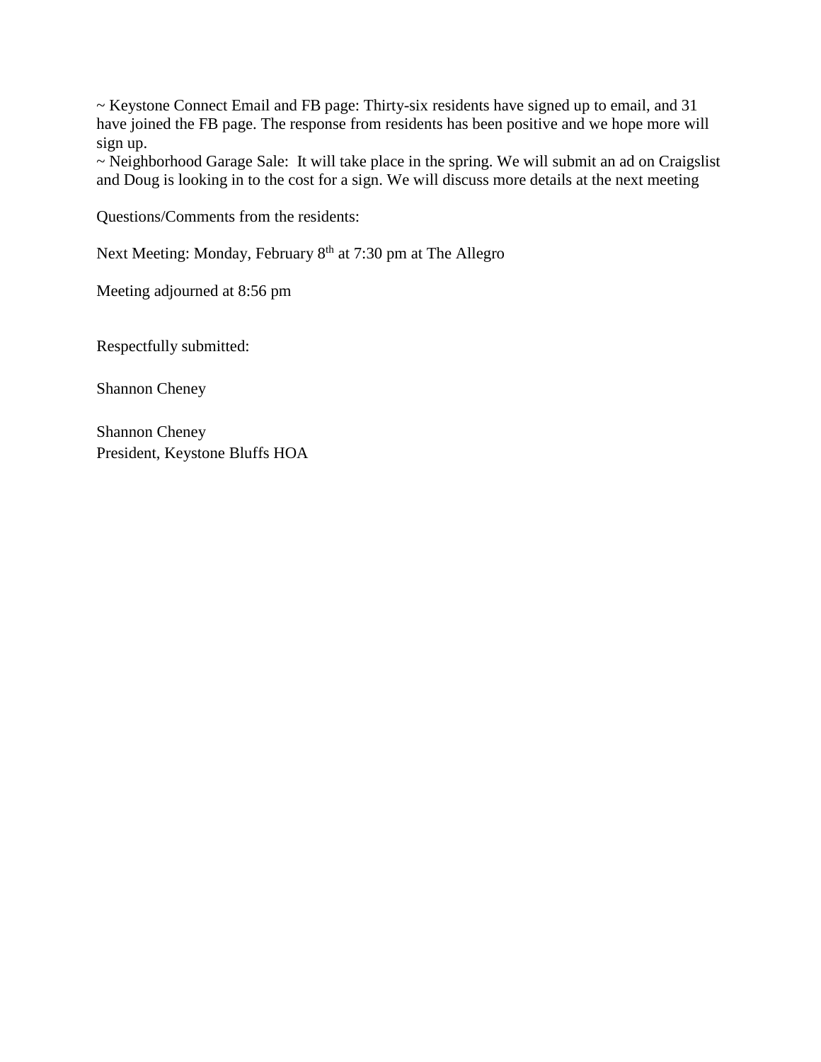~ Keystone Connect Email and FB page: Thirty-six residents have signed up to email, and 31 have joined the FB page. The response from residents has been positive and we hope more will sign up.
~ Neighborhood Garage Sale: It will take place in the spring. We will submit an ad on Craigslist and Doug is looking in to the cost for a sign. We will discuss more details at the next meeting

Questions/Comments from the residents:

Next Meeting: Monday, February 8th at 7:30 pm at The Allegro

Meeting adjourned at 8:56 pm

Respectfully submitted:

Shannon Cheney

Shannon Cheney
President, Keystone Bluffs HOA